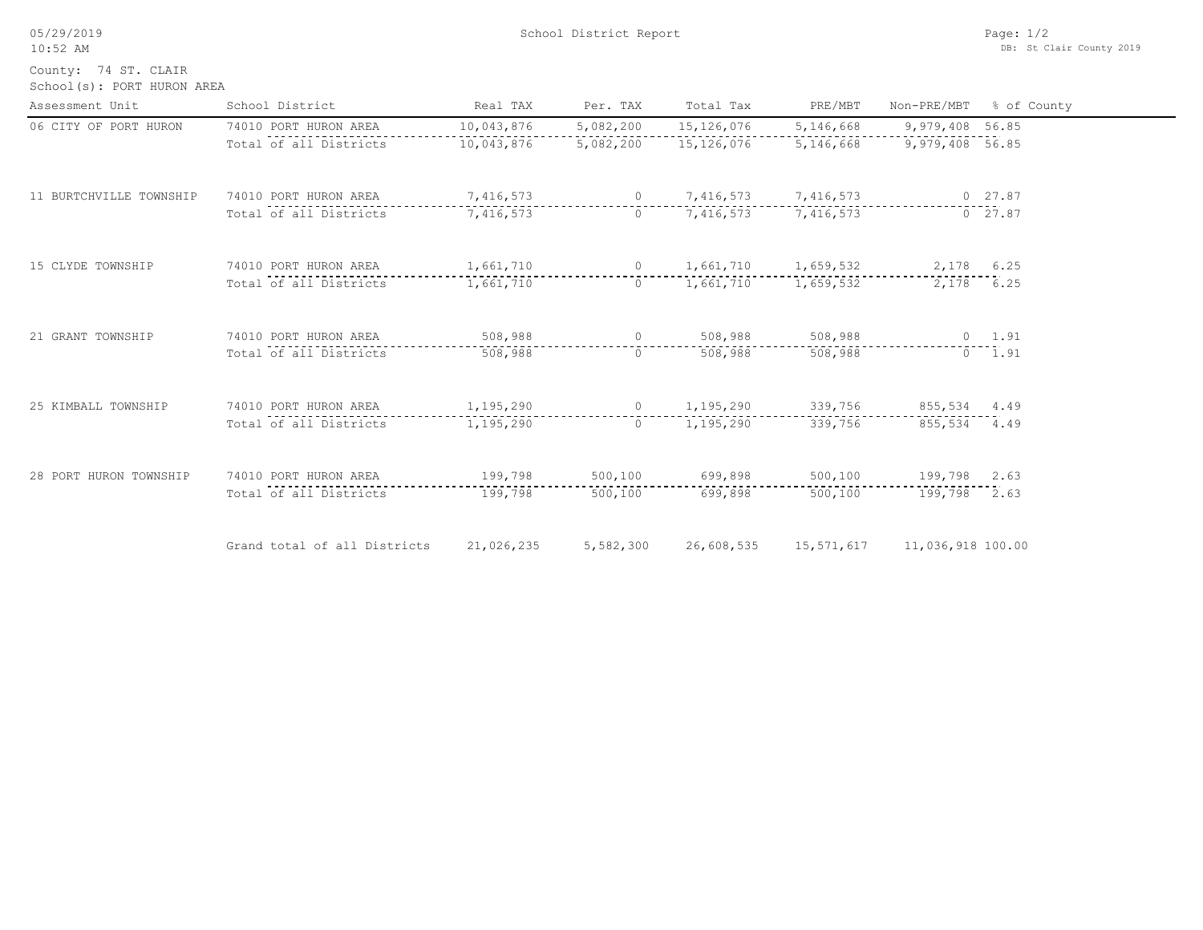# School District Report

05/29/2019
10:52 AM

DB: St Clair County 2019

County: 74 ST. CLAIR
School(s): PORT HURON AREA

| Assessment Unit | School District | Real TAX | Per. TAX | Total Tax | PRE/MBT | Non-PRE/MBT | % of County |
|---|---|---|---|---|---|---|---|
| 06 CITY OF PORT HURON | 74010 PORT HURON AREA | 10,043,876 | 5,082,200 | 15,126,076 | 5,146,668 | 9,979,408 | 56.85 |
| | Total of all Districts | 10,043,876 | 5,082,200 | 15,126,076 | 5,146,668 | 9,979,408 | 56.85 |
| 11 BURTCHVILLE TOWNSHIP | 74010 PORT HURON AREA | 7,416,573 | 0 | 7,416,573 | 7,416,573 | 0 | 27.87 |
| | Total of all Districts | 7,416,573 | 0 | 7,416,573 | 7,416,573 | 0 | 27.87 |
| 15 CLYDE TOWNSHIP | 74010 PORT HURON AREA | 1,661,710 | 0 | 1,661,710 | 1,659,532 | 2,178 | 6.25 |
| | Total of all Districts | 1,661,710 | 0 | 1,661,710 | 1,659,532 | 2,178 | 6.25 |
| 21 GRANT TOWNSHIP | 74010 PORT HURON AREA | 508,988 | 0 | 508,988 | 508,988 | 0 | 1.91 |
| | Total of all Districts | 508,988 | 0 | 508,988 | 508,988 | 0 | 1.91 |
| 25 KIMBALL TOWNSHIP | 74010 PORT HURON AREA | 1,195,290 | 0 | 1,195,290 | 339,756 | 855,534 | 4.49 |
| | Total of all Districts | 1,195,290 | 0 | 1,195,290 | 339,756 | 855,534 | 4.49 |
| 28 PORT HURON TOWNSHIP | 74010 PORT HURON AREA | 199,798 | 500,100 | 699,898 | 500,100 | 199,798 | 2.63 |
| | Total of all Districts | 199,798 | 500,100 | 699,898 | 500,100 | 199,798 | 2.63 |
| | Grand total of all Districts | 21,026,235 | 5,582,300 | 26,608,535 | 15,571,617 | 11,036,918 | 100.00 |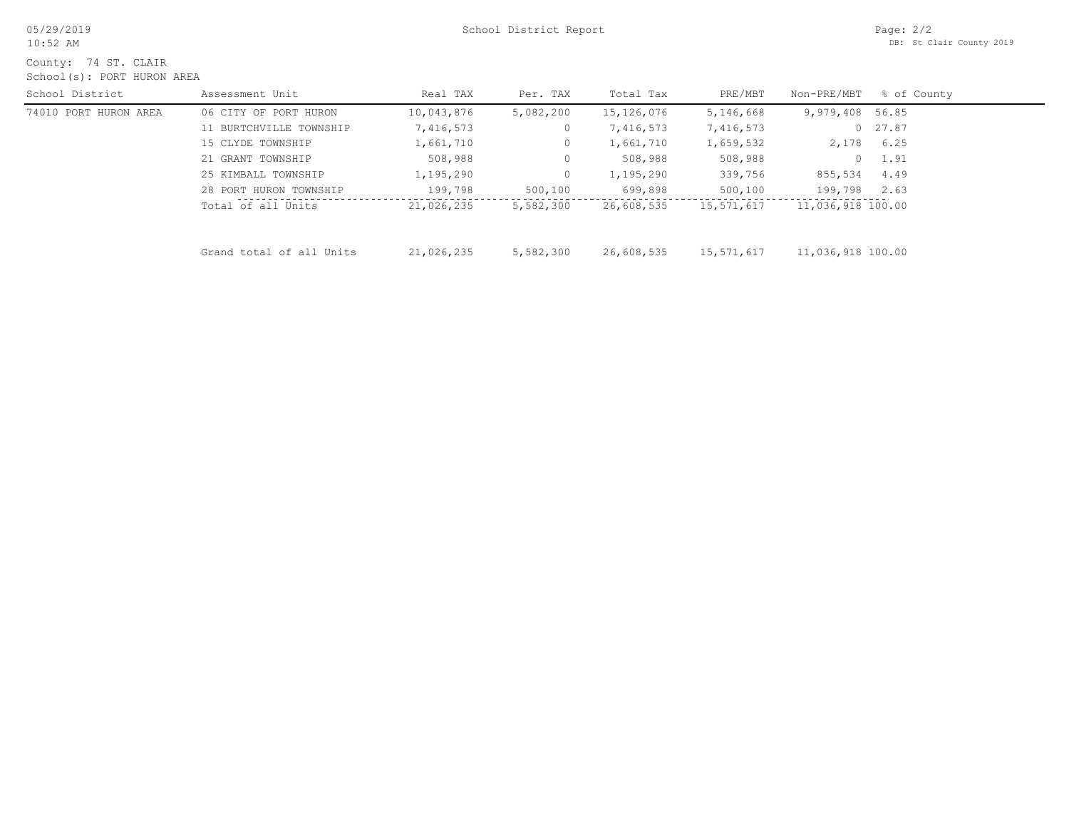County: 74 ST. CLAIR
School(s): PORT HURON AREA

| School District | Assessment Unit | Real TAX | Per. TAX | Total Tax | PRE/MBT | Non-PRE/MBT | % of County |
|---|---|---|---|---|---|---|---|
| 74010 PORT HURON AREA | 06 CITY OF PORT HURON | 10,043,876 | 5,082,200 | 15,126,076 | 5,146,668 | 9,979,408 | 56.85 |
| | 11 BURTCHVILLE TOWNSHIP | 7,416,573 | 0 | 7,416,573 | 7,416,573 | 0 | 27.87 |
| | 15 CLYDE TOWNSHIP | 1,661,710 | 0 | 1,661,710 | 1,659,532 | 2,178 | 6.25 |
| | 21 GRANT TOWNSHIP | 508,988 | 0 | 508,988 | 508,988 | 0 | 1.91 |
| | 25 KIMBALL TOWNSHIP | 1,195,290 | 0 | 1,195,290 | 339,756 | 855,534 | 4.49 |
| | 28 PORT HURON TOWNSHIP | 199,798 | 500,100 | 699,898 | 500,100 | 199,798 | 2.63 |
| | Total of all Units | 21,026,235 | 5,582,300 | 26,608,535 | 15,571,617 | 11,036,918 | 100.00 |
| | Grand total of all Units | 21,026,235 | 5,582,300 | 26,608,535 | 15,571,617 | 11,036,918 | 100.00 |